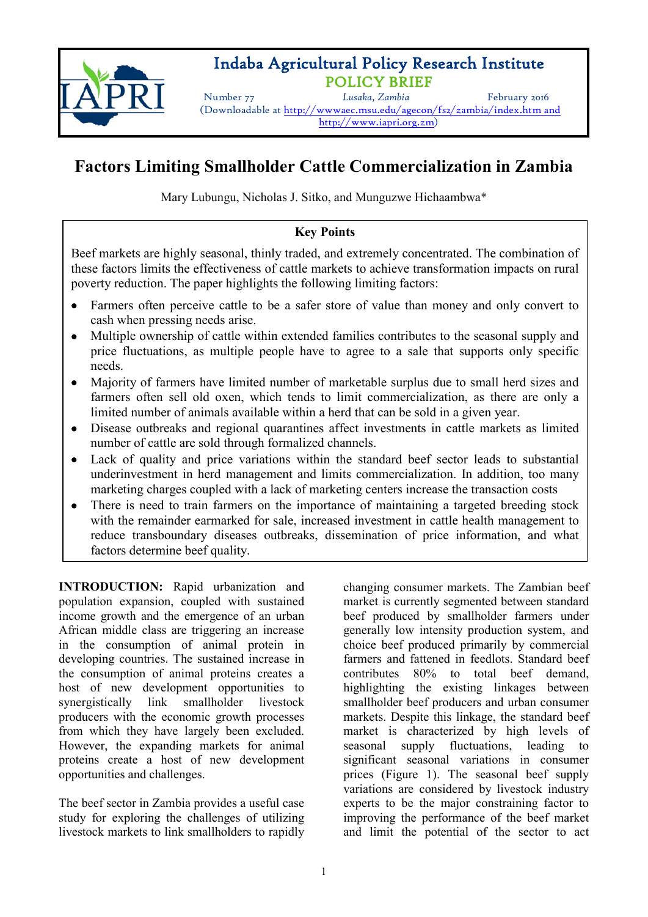# Indaba Agricultural Policy Research Institute

## POLICY BRIEF

Number 77 | *Lusaka, Zambia* | February 2016

(Downloadable at http://wwwaec.msu.edu/agecon/fs2/zambia/index.htm and http://www.iapri.org.zm)

# Factors Limiting Smallholder Cattle Commercialization in Zambia

Mary Lubungu, Nicholas J. Sitko, and Munguzwe Hichaambwa*

**Key Points**

Beef markets are highly seasonal, thinly traded, and extremely concentrated. The combination of these factors limits the effectiveness of cattle markets to achieve transformation impacts on rural poverty reduction. The paper highlights the following limiting factors:

- Farmers often perceive cattle to be a safer store of value than money and only convert to cash when pressing needs arise.
- Multiple ownership of cattle within extended families contributes to the seasonal supply and price fluctuations, as multiple people have to agree to a sale that supports only specific needs.
- Majority of farmers have limited number of marketable surplus due to small herd sizes and farmers often sell old oxen, which tends to limit commercialization, as there are only a limited number of animals available within a herd that can be sold in a given year.
- Disease outbreaks and regional quarantines affect investments in cattle markets as limited number of cattle are sold through formalized channels.
- Lack of quality and price variations within the standard beef sector leads to substantial underinvestment in herd management and limits commercialization. In addition, too many marketing charges coupled with a lack of marketing centers increase the transaction costs
- There is need to train farmers on the importance of maintaining a targeted breeding stock with the remainder earmarked for sale, increased investment in cattle health management to reduce transboundary diseases outbreaks, dissemination of price information, and what factors determine beef quality.

**INTRODUCTION:** Rapid urbanization and population expansion, coupled with sustained income growth and the emergence of an urban African middle class are triggering an increase in the consumption of animal protein in developing countries. The sustained increase in the consumption of animal proteins creates a host of new development opportunities to synergistically link smallholder livestock producers with the economic growth processes from which they have largely been excluded. However, the expanding markets for animal proteins create a host of new development opportunities and challenges.

The beef sector in Zambia provides a useful case study for exploring the challenges of utilizing livestock markets to link smallholders to rapidly changing consumer markets. The Zambian beef market is currently segmented between standard beef produced by smallholder farmers under generally low intensity production system, and choice beef produced primarily by commercial farmers and fattened in feedlots. Standard beef contributes 80% to total beef demand, highlighting the existing linkages between smallholder beef producers and urban consumer markets. Despite this linkage, the standard beef market is characterized by high levels of seasonal supply fluctuations, leading to significant seasonal variations in consumer prices (Figure 1). The seasonal beef supply variations are considered by livestock industry experts to be the major constraining factor to improving the performance of the beef market and limit the potential of the sector to act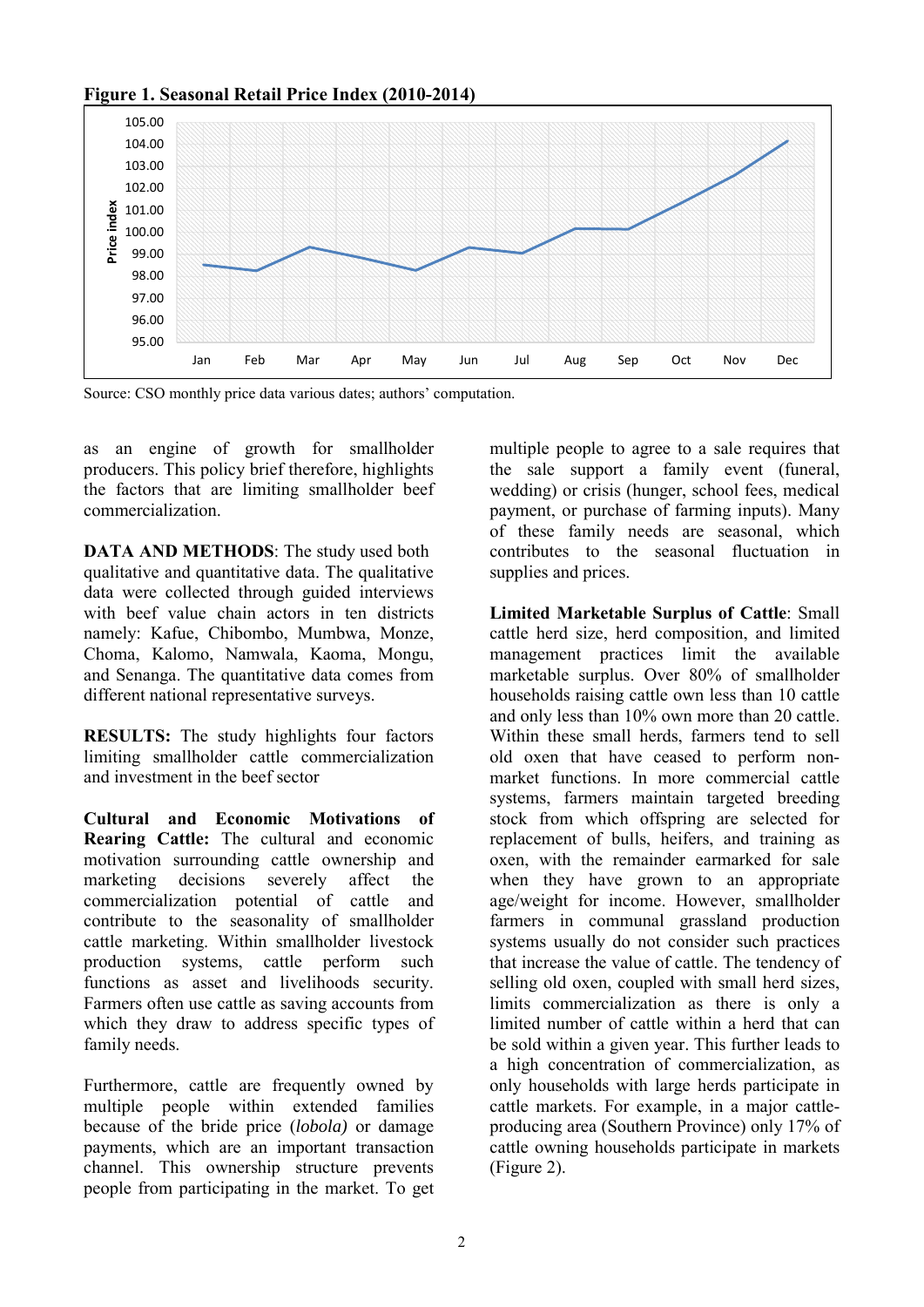**Figure 1. Seasonal Retail Price Index (2010-2014)**

Source: CSO monthly price data various dates; authors' computation.

as an engine of growth for smallholder producers. This policy brief therefore, highlights the factors that are limiting smallholder beef commercialization.

**DATA AND METHODS**: The study used both qualitative and quantitative data. The qualitative data were collected through guided interviews with beef value chain actors in ten districts namely: Kafue, Chibombo, Mumbwa, Monze, Choma, Kalomo, Namwala, Kaoma, Mongu, and Senanga. The quantitative data comes from different national representative surveys.

**RESULTS:** The study highlights four factors limiting smallholder cattle commercialization and investment in the beef sector

**Cultural and Economic Motivations of Rearing Cattle:** The cultural and economic motivation surrounding cattle ownership and marketing decisions severely affect the commercialization potential of cattle and contribute to the seasonality of smallholder cattle marketing. Within smallholder livestock production systems, cattle perform such functions as asset and livelihoods security. Farmers often use cattle as saving accounts from which they draw to address specific types of family needs.

Furthermore, cattle are frequently owned by multiple people within extended families because of the bride price (*lobola)* or damage payments, which are an important transaction channel. This ownership structure prevents people from participating in the market. To get multiple people to agree to a sale requires that the sale support a family event (funeral, wedding) or crisis (hunger, school fees, medical payment, or purchase of farming inputs). Many of these family needs are seasonal, which contributes to the seasonal fluctuation in supplies and prices.

**Limited Marketable Surplus of Cattle**: Small cattle herd size, herd composition, and limited management practices limit the available marketable surplus. Over 80% of smallholder households raising cattle own less than 10 cattle and only less than 10% own more than 20 cattle. Within these small herds, farmers tend to sell old oxen that have ceased to perform non-market functions. In more commercial cattle systems, farmers maintain targeted breeding stock from which offspring are selected for replacement of bulls, heifers, and training as oxen, with the remainder earmarked for sale when they have grown to an appropriate age/weight for income. However, smallholder farmers in communal grassland production systems usually do not consider such practices that increase the value of cattle. The tendency of selling old oxen, coupled with small herd sizes, limits commercialization as there is only a limited number of cattle within a herd that can be sold within a given year. This further leads to a high concentration of commercialization, as only households with large herds participate in cattle markets. For example, in a major cattle-producing area (Southern Province) only 17% of cattle owning households participate in markets (Figure 2).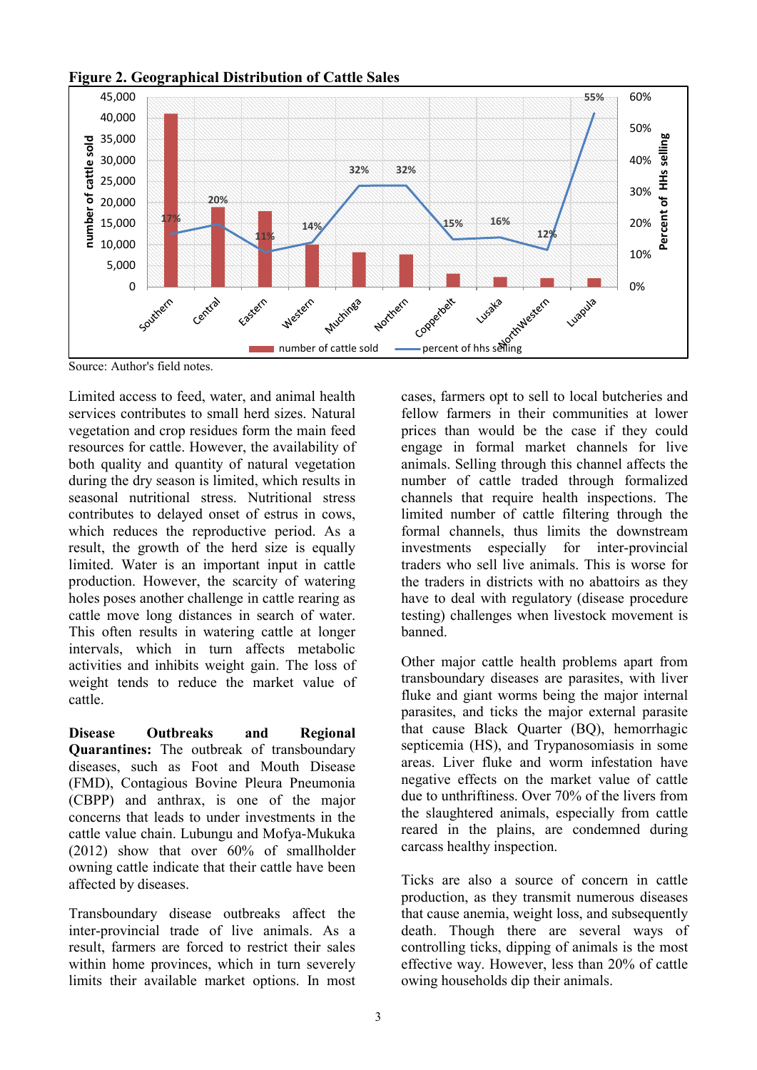**Figure 2. Geographical Distribution of Cattle Sales**

Source: Author's field notes.

Limited access to feed, water, and animal health services contributes to small herd sizes. Natural vegetation and crop residues form the main feed resources for cattle. However, the availability of both quality and quantity of natural vegetation during the dry season is limited, which results in seasonal nutritional stress. Nutritional stress contributes to delayed onset of estrus in cows, which reduces the reproductive period. As a result, the growth of the herd size is equally limited. Water is an important input in cattle production. However, the scarcity of watering holes poses another challenge in cattle rearing as cattle move long distances in search of water. This often results in watering cattle at longer intervals, which in turn affects metabolic activities and inhibits weight gain. The loss of weight tends to reduce the market value of cattle.

**Disease Outbreaks and Regional Quarantines:** The outbreak of transboundary diseases, such as Foot and Mouth Disease (FMD), Contagious Bovine Pleura Pneumonia (CBPP) and anthrax, is one of the major concerns that leads to under investments in the cattle value chain. Lubungu and Mofya-Mukuka (2012) show that over 60% of smallholder owning cattle indicate that their cattle have been affected by diseases.

Transboundary disease outbreaks affect the inter-provincial trade of live animals. As a result, farmers are forced to restrict their sales within home provinces, which in turn severely limits their available market options. In most cases, farmers opt to sell to local butcheries and fellow farmers in their communities at lower prices than would be the case if they could engage in formal market channels for live animals. Selling through this channel affects the number of cattle traded through formalized channels that require health inspections. The limited number of cattle filtering through the formal channels, thus limits the downstream investments especially for inter-provincial traders who sell live animals. This is worse for the traders in districts with no abattoirs as they have to deal with regulatory (disease procedure testing) challenges when livestock movement is banned.

Other major cattle health problems apart from transboundary diseases are parasites, with liver fluke and giant worms being the major internal parasites, and ticks the major external parasite that cause Black Quarter (BQ), hemorrhagic septicemia (HS), and Trypanosomiasis in some areas. Liver fluke and worm infestation have negative effects on the market value of cattle due to unthriftiness. Over 70% of the livers from the slaughtered animals, especially from cattle reared in the plains, are condemned during carcass healthy inspection.

Ticks are also a source of concern in cattle production, as they transmit numerous diseases that cause anemia, weight loss, and subsequently death. Though there are several ways of controlling ticks, dipping of animals is the most effective way. However, less than 20% of cattle owning households dip their animals.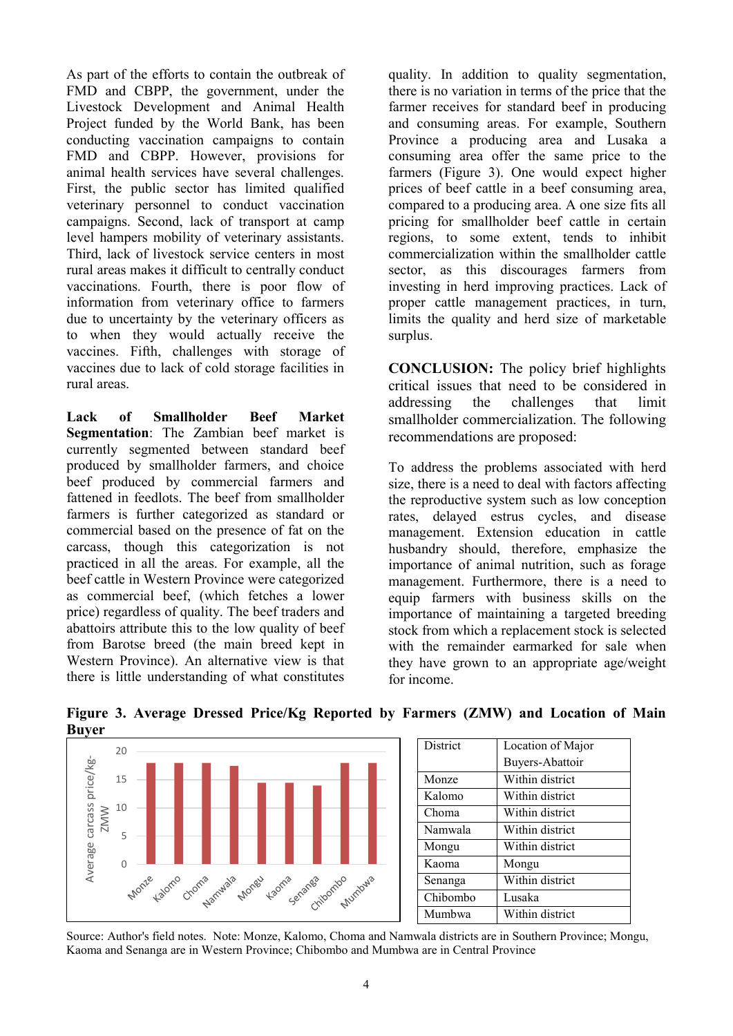As part of the efforts to contain the outbreak of FMD and CBPP, the government, under the Livestock Development and Animal Health Project funded by the World Bank, has been conducting vaccination campaigns to contain FMD and CBPP. However, provisions for animal health services have several challenges. First, the public sector has limited qualified veterinary personnel to conduct vaccination campaigns. Second, lack of transport at camp level hampers mobility of veterinary assistants. Third, lack of livestock service centers in most rural areas makes it difficult to centrally conduct vaccinations. Fourth, there is poor flow of information from veterinary office to farmers due to uncertainty by the veterinary officers as to when they would actually receive the vaccines. Fifth, challenges with storage of vaccines due to lack of cold storage facilities in rural areas.

**Lack of Smallholder Beef Market Segmentation**: The Zambian beef market is currently segmented between standard beef produced by smallholder farmers, and choice beef produced by commercial farmers and fattened in feedlots. The beef from smallholder farmers is further categorized as standard or commercial based on the presence of fat on the carcass, though this categorization is not practiced in all the areas. For example, all the beef cattle in Western Province were categorized as commercial beef, (which fetches a lower price) regardless of quality. The beef traders and abattoirs attribute this to the low quality of beef from Barotse breed (the main breed kept in Western Province). An alternative view is that there is little understanding of what constitutes quality. In addition to quality segmentation, there is no variation in terms of the price that the farmer receives for standard beef in producing and consuming areas. For example, Southern Province a producing area and Lusaka a consuming area offer the same price to the farmers (Figure 3). One would expect higher prices of beef cattle in a beef consuming area, compared to a producing area. A one size fits all pricing for smallholder beef cattle in certain regions, to some extent, tends to inhibit commercialization within the smallholder cattle sector, as this discourages farmers from investing in herd improving practices. Lack of proper cattle management practices, in turn, limits the quality and herd size of marketable surplus.

**CONCLUSION:** The policy brief highlights critical issues that need to be considered in addressing the challenges that limit smallholder commercialization. The following recommendations are proposed:

To address the problems associated with herd size, there is a need to deal with factors affecting the reproductive system such as low conception rates, delayed estrus cycles, and disease management. Extension education in cattle husbandry should, therefore, emphasize the importance of animal nutrition, such as forage management. Furthermore, there is a need to equip farmers with business skills on the importance of maintaining a targeted breeding stock from which a replacement stock is selected with the remainder earmarked for sale when they have grown to an appropriate age/weight for income.

**Figure 3. Average Dressed Price/Kg Reported by Farmers (ZMW) and Location of Main Buyer**

| District | Location of Major Buyers-Abattoir |
|---|---|
| Monze | Within district |
| Kalomo | Within district |
| Choma | Within district |
| Namwala | Within district |
| Mongu | Within district |
| Kaoma | Mongu |
| Senanga | Within district |
| Chibombo | Lusaka |
| Mumbwa | Within district |

Source: Author's field notes. Note: Monze, Kalomo, Choma and Namwala districts are in Southern Province; Mongu, Kaoma and Senanga are in Western Province; Chibombo and Mumbwa are in Central Province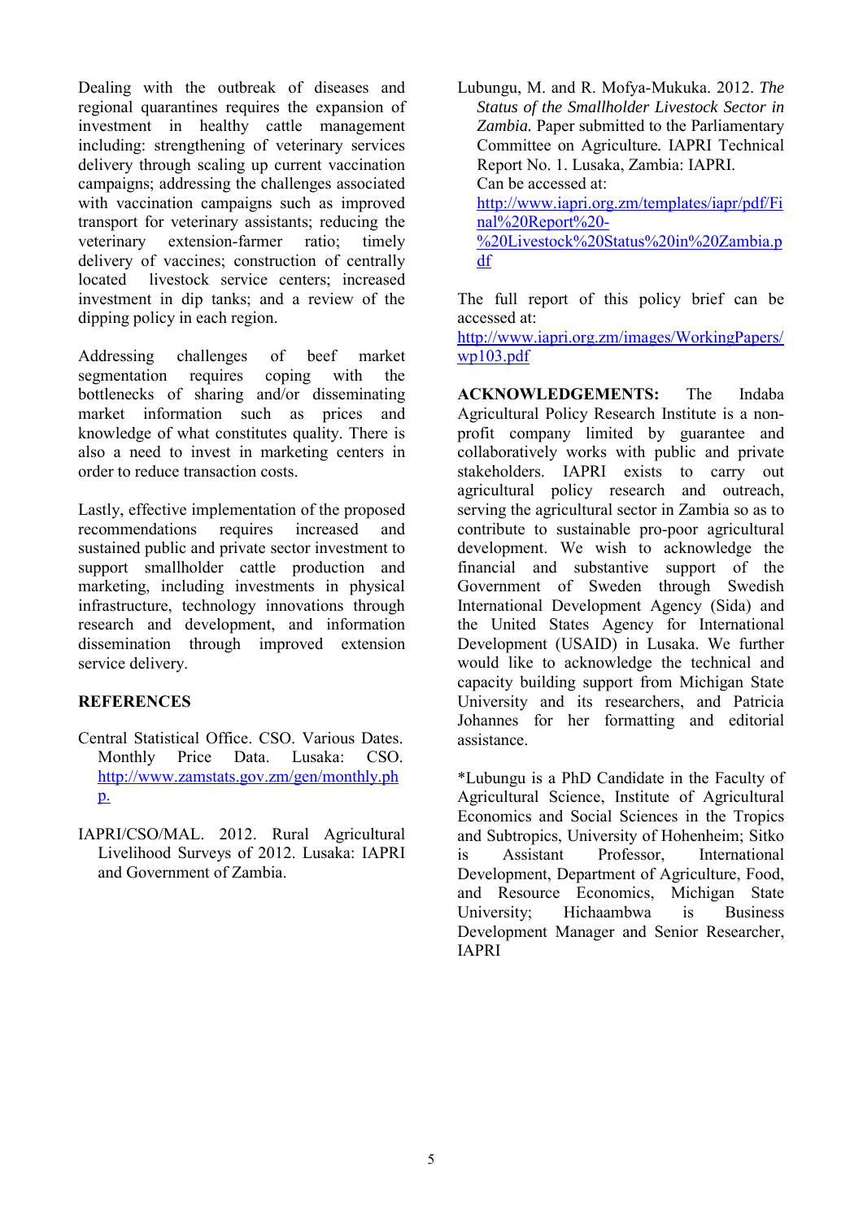Dealing with the outbreak of diseases and regional quarantines requires the expansion of investment in healthy cattle management including: strengthening of veterinary services delivery through scaling up current vaccination campaigns; addressing the challenges associated with vaccination campaigns such as improved transport for veterinary assistants; reducing the veterinary extension-farmer ratio; timely delivery of vaccines; construction of centrally located livestock service centers; increased investment in dip tanks; and a review of the dipping policy in each region.

Addressing challenges of beef market segmentation requires coping with the bottlenecks of sharing and/or disseminating market information such as prices and knowledge of what constitutes quality. There is also a need to invest in marketing centers in order to reduce transaction costs.

Lastly, effective implementation of the proposed recommendations requires increased and sustained public and private sector investment to support smallholder cattle production and marketing, including investments in physical infrastructure, technology innovations through research and development, and information dissemination through improved extension service delivery.

## REFERENCES

Central Statistical Office. CSO. Various Dates. Monthly Price Data. Lusaka: CSO. http://www.zamstats.gov.zm/gen/monthly.php.

IAPRI/CSO/MAL. 2012. Rural Agricultural Livelihood Surveys of 2012. Lusaka: IAPRI and Government of Zambia.

Lubungu, M. and R. Mofya-Mukuka. 2012. *The Status of the Smallholder Livestock Sector in Zambia.* Paper submitted to the Parliamentary Committee on Agriculture. IAPRI Technical Report No. 1. Lusaka, Zambia: IAPRI. Can be accessed at: http://www.iapri.org.zm/templates/iapr/pdf/Final%20Report%20-%20Livestock%20Status%20in%20Zambia.pdf

The full report of this policy brief can be accessed at: http://www.iapri.org.zm/images/WorkingPapers/wp103.pdf

**ACKNOWLEDGEMENTS:** The Indaba Agricultural Policy Research Institute is a non-profit company limited by guarantee and collaboratively works with public and private stakeholders. IAPRI exists to carry out agricultural policy research and outreach, serving the agricultural sector in Zambia so as to contribute to sustainable pro-poor agricultural development. We wish to acknowledge the financial and substantive support of the Government of Sweden through Swedish International Development Agency (Sida) and the United States Agency for International Development (USAID) in Lusaka. We further would like to acknowledge the technical and capacity building support from Michigan State University and its researchers, and Patricia Johannes for her formatting and editorial assistance.

*Lubungu is a PhD Candidate in the Faculty of Agricultural Science, Institute of Agricultural Economics and Social Sciences in the Tropics and Subtropics, University of Hohenheim; Sitko is Assistant Professor, International Development, Department of Agriculture, Food, and Resource Economics, Michigan State University; Hichaambwa is Business Development Manager and Senior Researcher, IAPRI